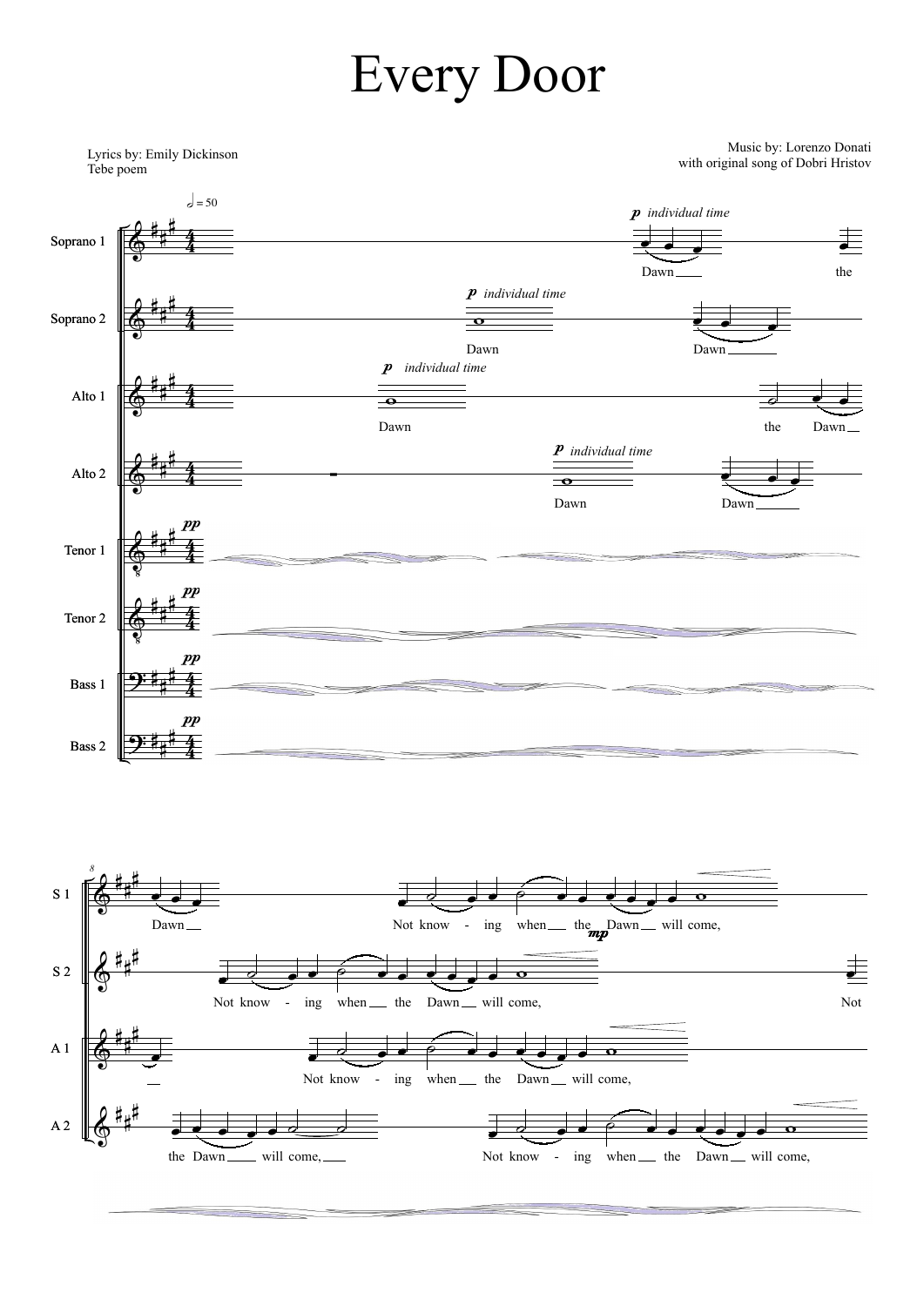# Every Door

Lyrics by: Emily Dickinson
Tebe poem

Music by: Lorenzo Donati
with original song of Dobri Hristov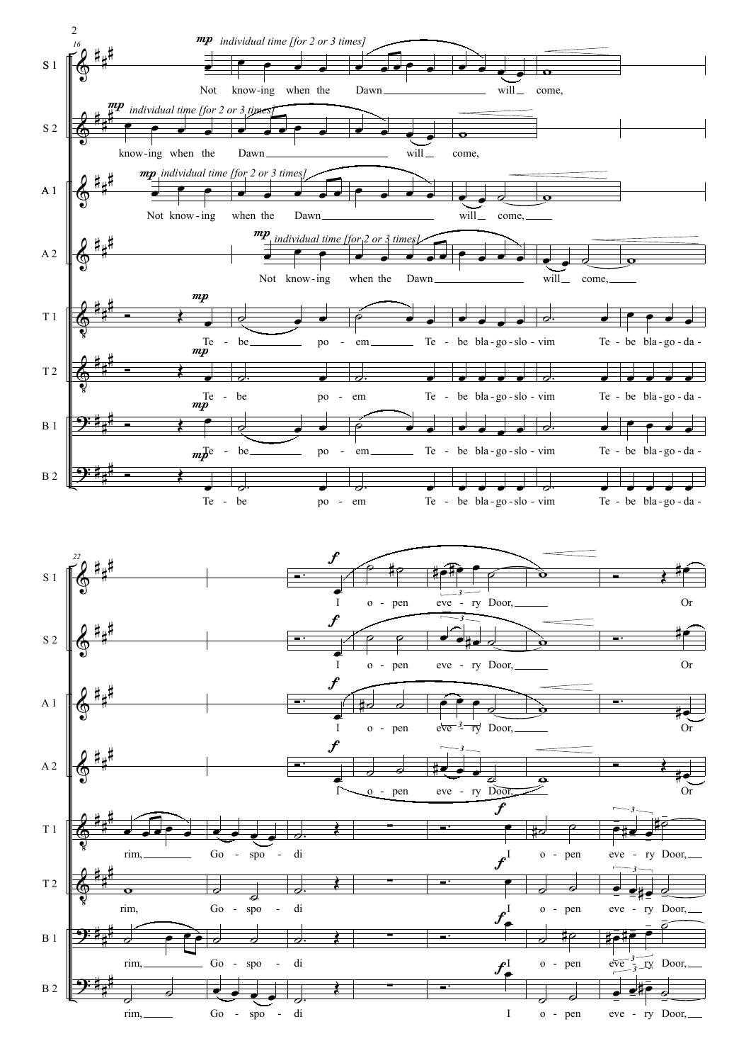S 1: *mp individual time [for 2 or 3 times]* Not know-ing when the Dawn will come,

S 2: *mp individual time [for 2 or 3 times]* know-ing when the Dawn will come,

A 1: *mp individual time [for 2 or 3 times]* Not know-ing when the Dawn will come,

A 2: *mp individual time [for 2 or 3 times]* Not know-ing when the Dawn will come,

T 1: *mp* Te - be po - em Te - be bla-go-slo-vim Te - be bla-go-da-

T 2: *mp* Te - be po - em Te - be bla-go-slo-vim Te - be bla-go-da-

B 1: *mp* Te - be po - em Te - be bla-go-slo-vim Te - be bla-go-da-

B 2: *mp* Te - be po - em Te - be bla-go-slo-vim Te - be bla-go-da-

22

S 1: *f* I o - pen eve - ry Door, Or

S 2: *f* I o - pen eve - ry Door, Or

A 1: *f* I o - pen eve - ry Door, Or

A 2: *f* I o - pen eve - ry Door, Or

T 1: rim, Go - spo - di *f* I o - pen eve - ry Door,

T 2: rim, Go - spo - di *f* I o - pen eve - ry Door,

B 1: rim, Go - spo - di *f* I o - pen eve - ry Door,

B 2: rim, Go - spo - di *f* I o - pen eve - ry Door,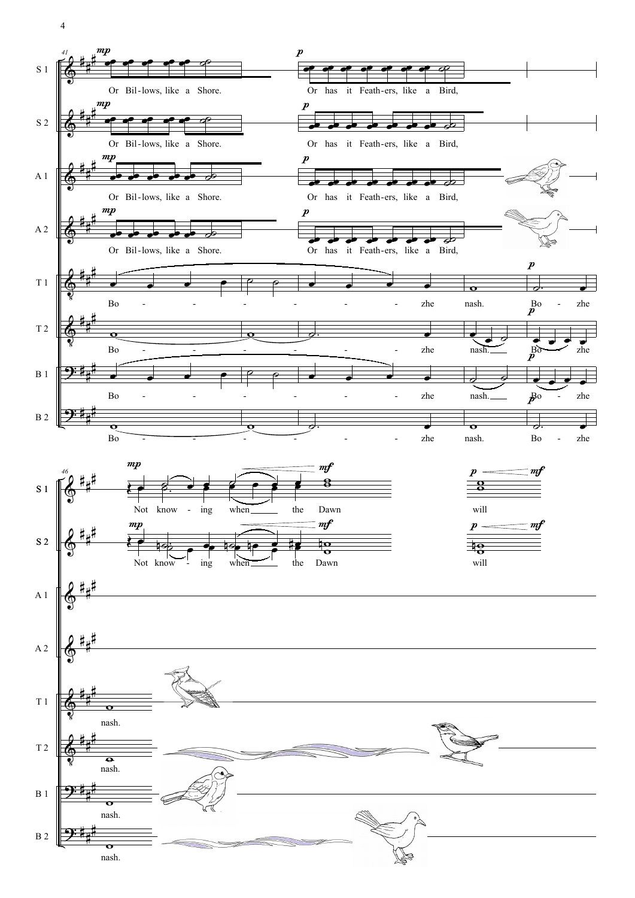S 1: *mp* Or Bil-lows, like a Shore. *p* Or has it Feath-ers, like a Bird,

S 2: *mp* Or Bil-lows, like a Shore. *p* Or has it Feath-ers, like a Bird,

A 1: *mp* Or Bil-lows, like a Shore. *p* Or has it Feath-ers, like a Bird,

A 2: *mp* Or Bil-lows, like a Shore. *p* Or has it Feath-ers, like a Bird,

T 1: Bo - - - - - - - zhe nash. *p* Bo - zhe

T 2: Bo - - - - - - - zhe nash. *p* Bo - zhe

B 1: Bo - - - - - - - zhe nash. *p* Bo - zhe

B 2: Bo - - - - - - - zhe nash. *p* Bo - zhe

S 1: *mp* Not know - ing when the *mf* Dawn *p* will *mf*

S 2: *mp* Not know - ing when the *mf* Dawn *p* will *mf*

T 1: nash.

T 2: nash.

B 1: nash.

B 2: nash.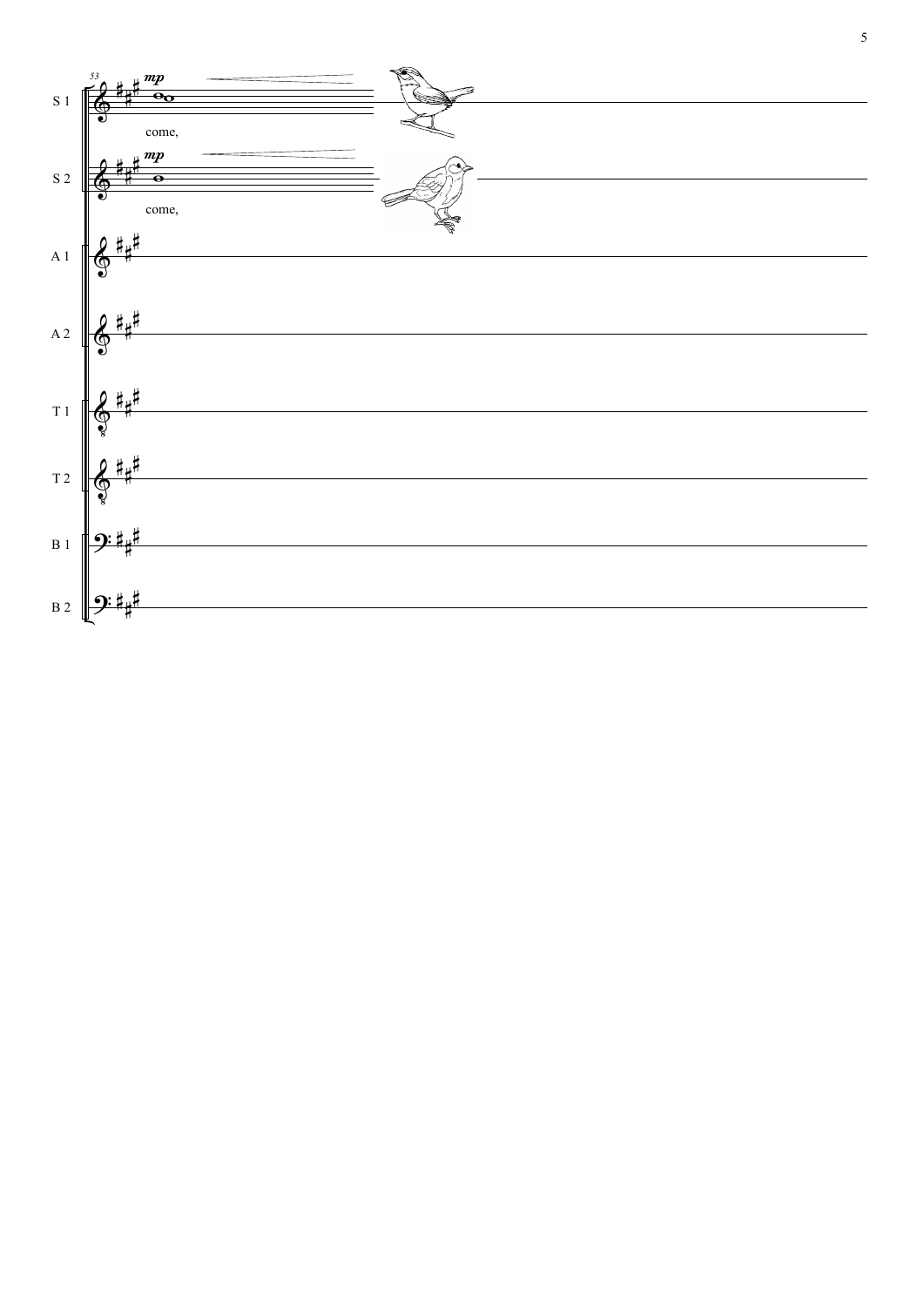53

S 1

*mp*

come,

S 2

*mp*

come,

A 1

A 2

T 1

T 2

B 1

B 2